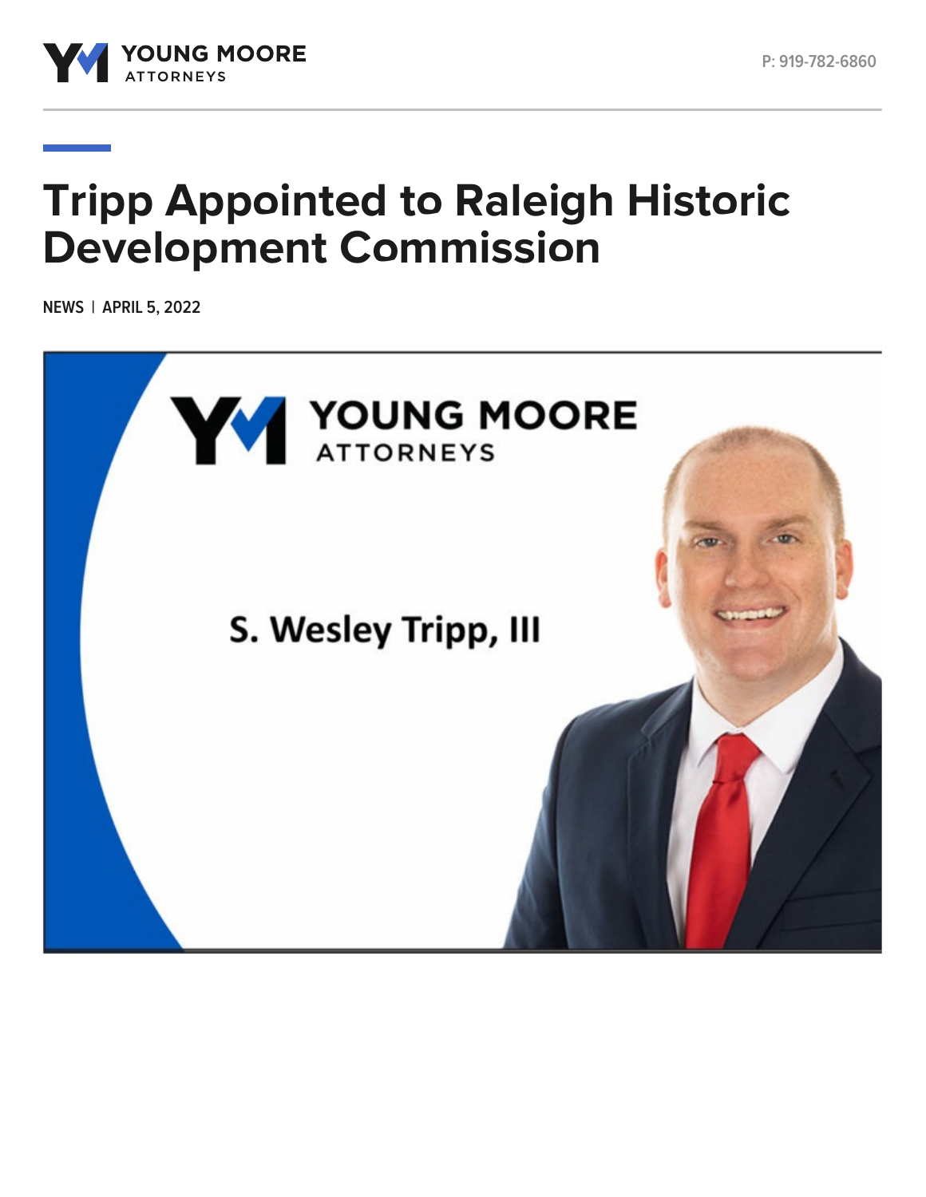# Tripp Appointed to Raleigh Historic Development Commission

NEWS | APRIL 5, 2022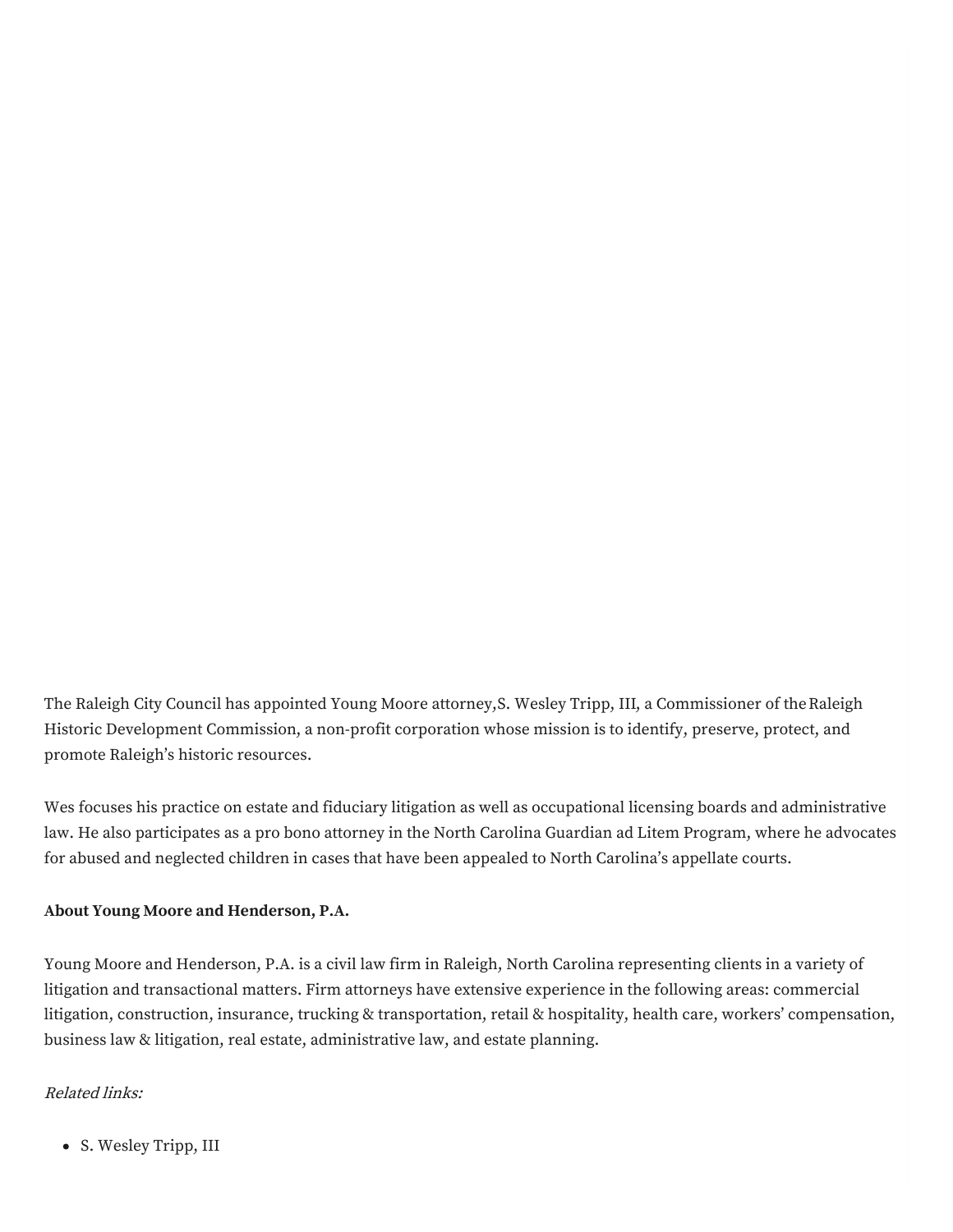The Raleigh City Council has appointed Young Moore attorney,S. Wesley Tripp, III, a Commissioner of the Raleigh Historic Development Commission, a non-profit corporation whose mission is to identify, preserve, protect, and promote Raleigh's historic resources.

Wes focuses his practice on estate and fiduciary litigation as well as occupational licensing boards and administrative law. He also participates as a pro bono attorney in the North Carolina Guardian ad Litem Program, where he advocates for abused and neglected children in cases that have been appealed to North Carolina's appellate courts.

**About Young Moore and Henderson, P.A.**

Young Moore and Henderson, P.A. is a civil law firm in Raleigh, North Carolina representing clients in a variety of litigation and transactional matters. Firm attorneys have extensive experience in the following areas: commercial litigation, construction, insurance, trucking & transportation, retail & hospitality, health care, workers' compensation, business law & litigation, real estate, administrative law, and estate planning.

*Related links:*

- S. Wesley Tripp, III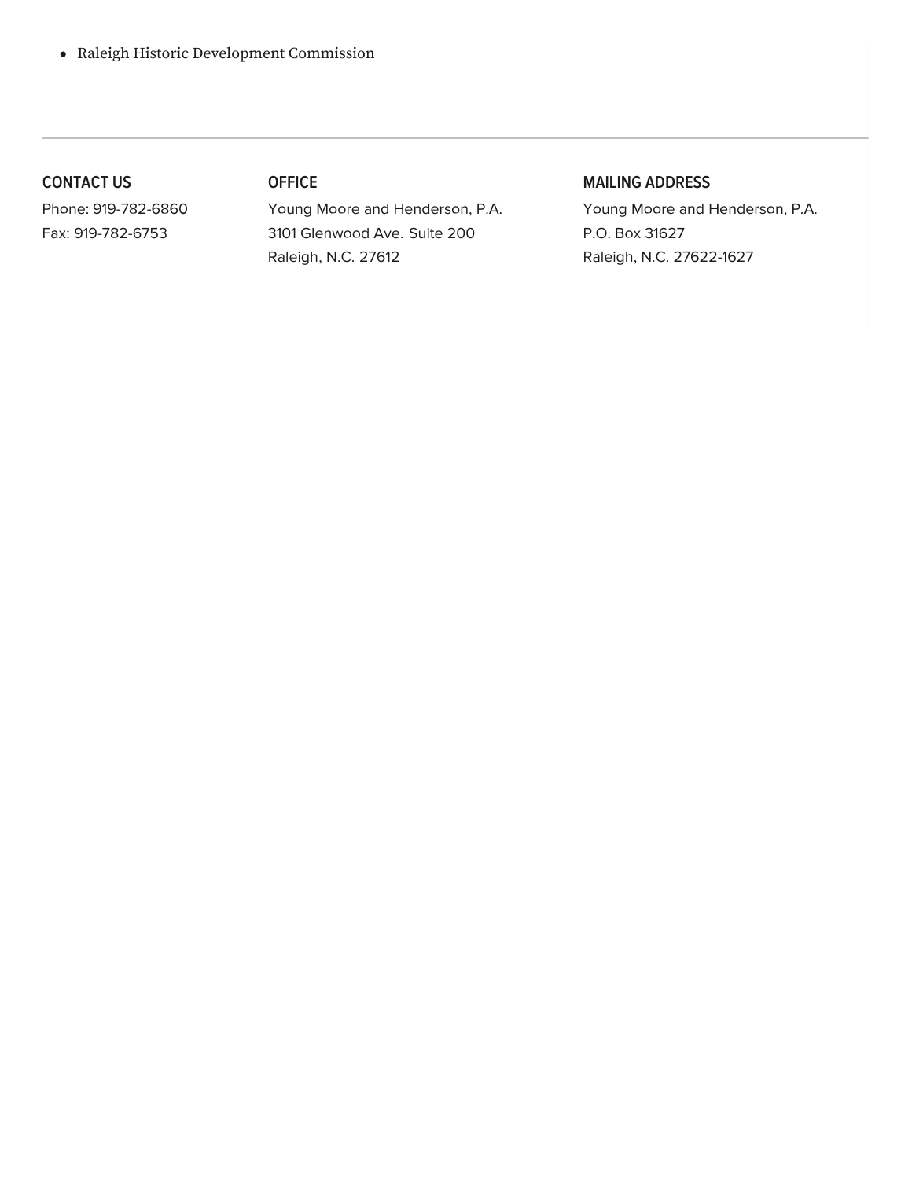- Raleigh Historic Development Commission

---

**CONTACT US**

Phone: 919-782-6860

Fax: 919-782-6753

**OFFICE**

Young Moore and Henderson, P.A.
3101 Glenwood Ave. Suite 200
Raleigh, N.C. 27612

**MAILING ADDRESS**

Young Moore and Henderson, P.A.
P.O. Box 31627
Raleigh, N.C. 27622-1627